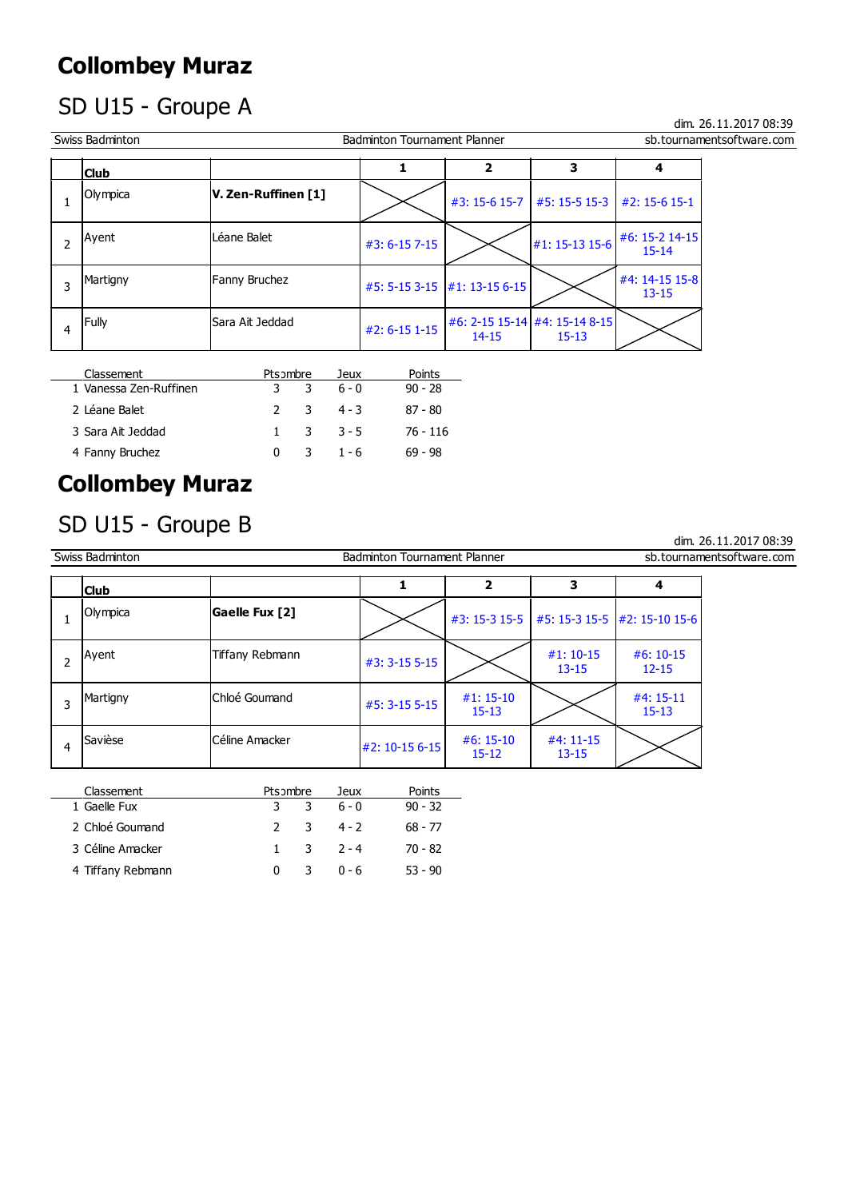# Collombey Muraz

## SD U15 - Groupe A

dim. 26.11.2017 08:39

Swiss Badminton | Badminton Tournament Planner | sb.tournamentsoftware.com

| | Club | | 1 | 2 | 3 | 4 |
|---|---|---|---|---|---|---|
| 1 | Olympica | **V. Zen-Ruffinen [1]** | | #3: 15-6 15-7 | #5: 15-5 15-3 | #2: 15-6 15-1 |
| 2 | Ayent | Léane Balet | #3: 6-15 7-15 | | #1: 15-13 15-6 | #6: 15-2 14-15 15-14 |
| 3 | Martigny | Fanny Bruchez | #5: 5-15 3-15 | #1: 13-15 6-15 | | #4: 14-15 15-8 13-15 |
| 4 | Fully | Sara Ait Jeddad | #2: 6-15 1-15 | #6: 2-15 15-14 14-15 | #4: 15-14 8-15 15-13 | |

| Classement | Pts | Nombre | Jeux | Points |
|---|---|---|---|---|
| 1 Vanessa Zen-Ruffinen | 3 | 3 | 6 - 0 | 90 - 28 |
| 2 Léane Balet | 2 | 3 | 4 - 3 | 87 - 80 |
| 3 Sara Ait Jeddad | 1 | 3 | 3 - 5 | 76 - 116 |
| 4 Fanny Bruchez | 0 | 3 | 1 - 6 | 69 - 98 |

# Collombey Muraz

## SD U15 - Groupe B

dim. 26.11.2017 08:39

Swiss Badminton | Badminton Tournament Planner | sb.tournamentsoftware.com

| | Club | | 1 | 2 | 3 | 4 |
|---|---|---|---|---|---|---|
| 1 | Olympica | **Gaelle Fux [2]** | | #3: 15-3 15-5 | #5: 15-3 15-5 | #2: 15-10 15-6 |
| 2 | Ayent | Tiffany Rebmann | #3: 3-15 5-15 | | #1: 10-15 13-15 | #6: 10-15 12-15 |
| 3 | Martigny | Chloé Goumand | #5: 3-15 5-15 | #1: 15-10 15-13 | | #4: 15-11 15-13 |
| 4 | Savièse | Céline Amacker | #2: 10-15 6-15 | #6: 15-10 15-12 | #4: 11-15 13-15 | |

| Classement | Pts | Nombre | Jeux | Points |
|---|---|---|---|---|
| 1 Gaelle Fux | 3 | 3 | 6 - 0 | 90 - 32 |
| 2 Chloé Goumand | 2 | 3 | 4 - 2 | 68 - 77 |
| 3 Céline Amacker | 1 | 3 | 2 - 4 | 70 - 82 |
| 4 Tiffany Rebmann | 0 | 3 | 0 - 6 | 53 - 90 |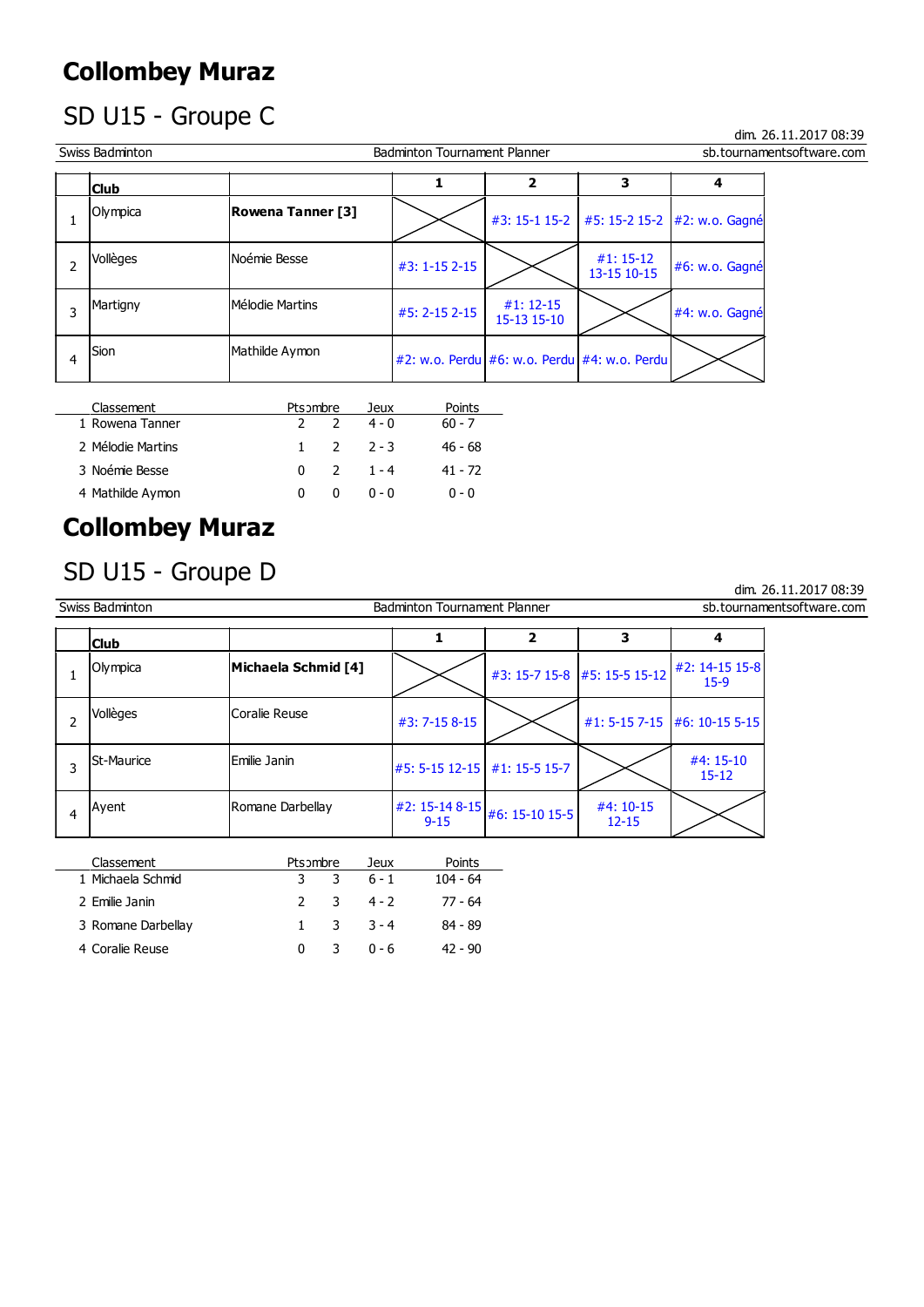# Collombey Muraz

## SD U15 - Groupe C

dim. 26.11.2017 08:39

Swiss Badminton | Badminton Tournament Planner | sb.tournamentsoftware.com

| | Club | | 1 | 2 | 3 | 4 |
|---|---|---|---|---|---|---|
| 1 | Olympica | **Rowena Tanner [3]** | | #3: 15-1 15-2 | #5: 15-2 15-2 | #2: w.o. Gagné |
| 2 | Vollèges | Noémie Besse | #3: 1-15 2-15 | | #1: 15-12 13-15 10-15 | #6: w.o. Gagné |
| 3 | Martigny | Mélodie Martins | #5: 2-15 2-15 | #1: 12-15 15-13 15-10 | | #4: w.o. Gagné |
| 4 | Sion | Mathilde Aymon | #2: w.o. Perdu | #6: w.o. Perdu | #4: w.o. Perdu | |

| | Classement | Pts | Nombre | Jeux | Points |
|---|---|---|---|---|---|
| 1 | Rowena Tanner | 2 | 2 | 4 - 0 | 60 - 7 |
| 2 | Mélodie Martins | 1 | 2 | 2 - 3 | 46 - 68 |
| 3 | Noémie Besse | 0 | 2 | 1 - 4 | 41 - 72 |
| 4 | Mathilde Aymon | 0 | 0 | 0 - 0 | 0 - 0 |

# Collombey Muraz

## SD U15 - Groupe D

dim. 26.11.2017 08:39

Swiss Badminton | Badminton Tournament Planner | sb.tournamentsoftware.com

| | Club | | 1 | 2 | 3 | 4 |
|---|---|---|---|---|---|---|
| 1 | Olympica | **Michaela Schmid [4]** | | #3: 15-7 15-8 | #5: 15-5 15-12 | #2: 14-15 15-8 15-9 |
| 2 | Vollèges | Coralie Reuse | #3: 7-15 8-15 | | #1: 5-15 7-15 | #6: 10-15 5-15 |
| 3 | St-Maurice | Emilie Janin | #5: 5-15 12-15 | #1: 15-5 15-7 | | #4: 15-10 15-12 |
| 4 | Ayent | Romane Darbellay | #2: 15-14 8-15 9-15 | #6: 15-10 15-5 | #4: 10-15 12-15 | |

| | Classement | Pts | Nombre | Jeux | Points |
|---|---|---|---|---|---|
| 1 | Michaela Schmid | 3 | 3 | 6 - 1 | 104 - 64 |
| 2 | Emilie Janin | 2 | 3 | 4 - 2 | 77 - 64 |
| 3 | Romane Darbellay | 1 | 3 | 3 - 4 | 84 - 89 |
| 4 | Coralie Reuse | 0 | 3 | 0 - 6 | 42 - 90 |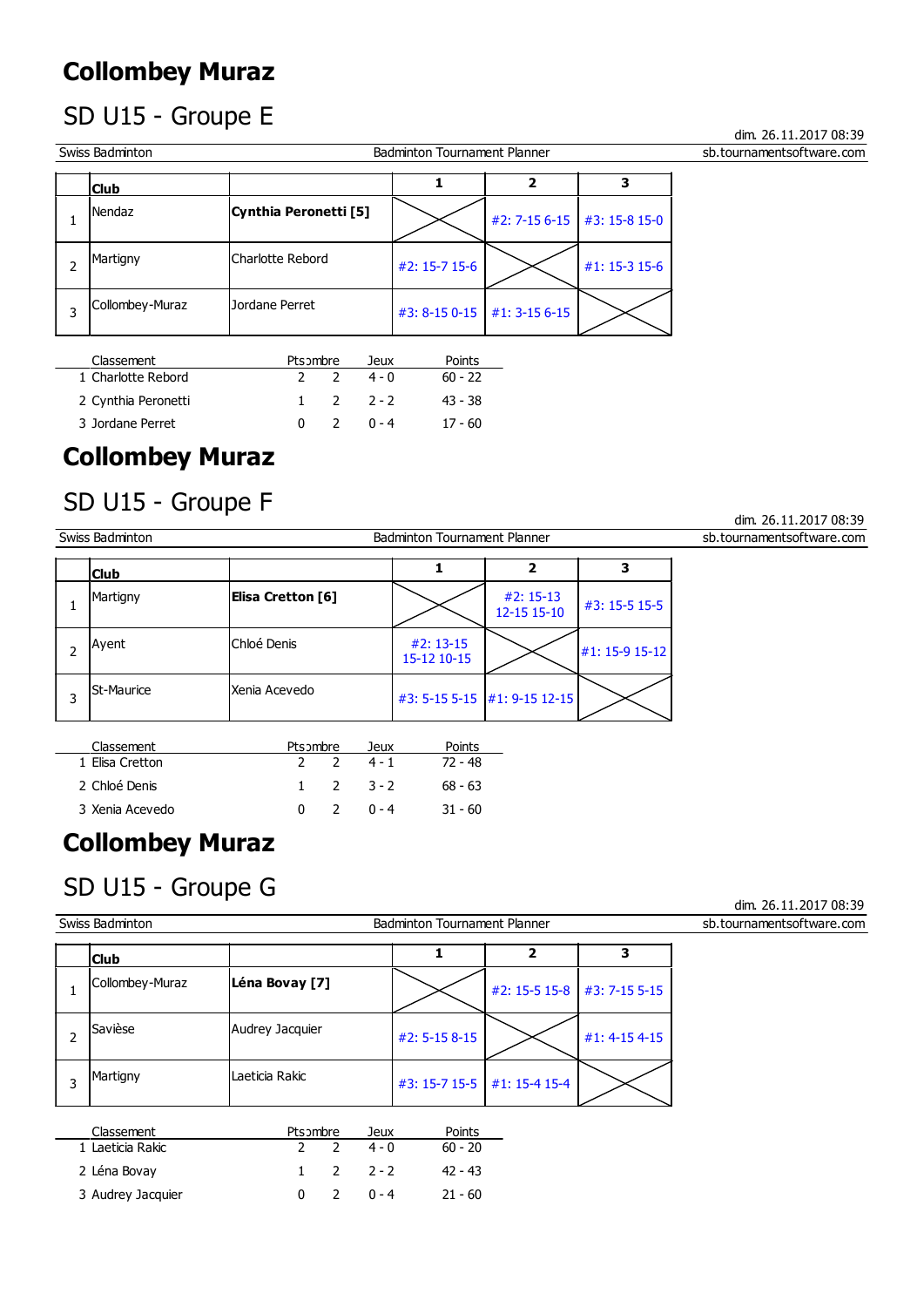# Collombey Muraz

## SD U15 - Groupe E

dim. 26.11.2017 08:39

Swiss Badminton | Badminton Tournament Planner | sb.tournamentsoftware.com

| | Club | | 1 | 2 | 3 |
|---|---|---|---|---|---|
| 1 | Nendaz | **Cynthia Peronetti [5]** | | #2: 7-15 6-15 | #3: 15-8 15-0 |
| 2 | Martigny | Charlotte Rebord | #2: 15-7 15-6 | | #1: 15-3 15-6 |
| 3 | Collombey-Muraz | Jordane Perret | #3: 8-15 0-15 | #1: 3-15 6-15 | |

| Classement | | Pts | Nombre | Jeux | Points |
|---|---|---|---|---|---|
| 1 | Charlotte Rebord | 2 | 2 | 4 - 0 | 60 - 22 |
| 2 | Cynthia Peronetti | 1 | 2 | 2 - 2 | 43 - 38 |
| 3 | Jordane Perret | 0 | 2 | 0 - 4 | 17 - 60 |

# Collombey Muraz

## SD U15 - Groupe F

dim. 26.11.2017 08:39

Swiss Badminton | Badminton Tournament Planner | sb.tournamentsoftware.com

| | Club | | 1 | 2 | 3 |
|---|---|---|---|---|---|
| 1 | Martigny | **Elisa Cretton [6]** | | #2: 15-13 12-15 15-10 | #3: 15-5 15-5 |
| 2 | Ayent | Chloé Denis | #2: 13-15 15-12 10-15 | | #1: 15-9 15-12 |
| 3 | St-Maurice | Xenia Acevedo | #3: 5-15 5-15 | #1: 9-15 12-15 | |

| Classement | | Pts | Nombre | Jeux | Points |
|---|---|---|---|---|---|
| 1 | Elisa Cretton | 2 | 2 | 4 - 1 | 72 - 48 |
| 2 | Chloé Denis | 1 | 2 | 3 - 2 | 68 - 63 |
| 3 | Xenia Acevedo | 0 | 2 | 0 - 4 | 31 - 60 |

# Collombey Muraz

## SD U15 - Groupe G

dim. 26.11.2017 08:39

Swiss Badminton | Badminton Tournament Planner | sb.tournamentsoftware.com

| | Club | | 1 | 2 | 3 |
|---|---|---|---|---|---|
| 1 | Collombey-Muraz | **Léna Bovay [7]** | | #2: 15-5 15-8 | #3: 7-15 5-15 |
| 2 | Savièse | Audrey Jacquier | #2: 5-15 8-15 | | #1: 4-15 4-15 |
| 3 | Martigny | Laeticia Rakic | #3: 15-7 15-5 | #1: 15-4 15-4 | |

| Classement | | Pts | Nombre | Jeux | Points |
|---|---|---|---|---|---|
| 1 | Laeticia Rakic | 2 | 2 | 4 - 0 | 60 - 20 |
| 2 | Léna Bovay | 1 | 2 | 2 - 2 | 42 - 43 |
| 3 | Audrey Jacquier | 0 | 2 | 0 - 4 | 21 - 60 |